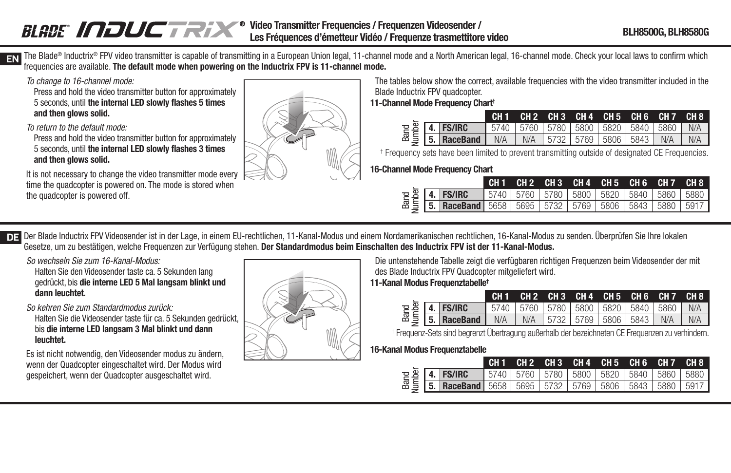# BLADE® INDUCTRIX® Video Transmitter Frequencies / Frequenzen Videosender / Les Fréquences d'émetteur Vidéo / Frequenze trasmettitore video

**BLH8500G, BLH8580G**

## EN

The Blade® Inductrix® FPV video transmitter is capable of transmitting in a European Union legal, 11-channel mode and a North American legal, 16-channel mode. Check your local laws to confirm which frequencies are available. **The default mode when powering on the Inductrix FPV is 11-channel mode.**

*To change to 16-channel mode:*

Press and hold the video transmitter button for approximately 5 seconds, until **the internal LED slowly flashes 5 times and then glows solid.**

*To return to the default mode:*

Press and hold the video transmitter button for approximately 5 seconds, until **the internal LED slowly flashes 3 times and then glows solid.**

It is not necessary to change the video transmitter mode every time the quadcopter is powered on. The mode is stored when the quadcopter is powered off.

The tables below show the correct, available frequencies with the video transmitter included in the Blade Inductrix FPV quadcopter.

**11-Channel Mode Frequency Chart†**

| Band Number | | CH 1 | CH 2 | CH 3 | CH 4 | CH 5 | CH 6 | CH 7 | CH 8 |
|---|---|---|---|---|---|---|---|---|---|
| 4. | FS/IRC | 5740 | 5760 | 5780 | 5800 | 5820 | 5840 | 5860 | N/A |
| 5. | RaceBand | N/A | N/A | 5732 | 5769 | 5806 | 5843 | N/A | N/A |

† Frequency sets have been limited to prevent transmitting outside of designated CE Frequencies.

**16-Channel Mode Frequency Chart**

| Band Number | | CH 1 | CH 2 | CH 3 | CH 4 | CH 5 | CH 6 | CH 7 | CH 8 |
|---|---|---|---|---|---|---|---|---|---|
| 4. | FS/IRC | 5740 | 5760 | 5780 | 5800 | 5820 | 5840 | 5860 | 5880 |
| 5. | RaceBand | 5658 | 5695 | 5732 | 5769 | 5806 | 5843 | 5880 | 5917 |

## DE

Der Blade Inductrix FPV Videosender ist in der Lage, in einem EU-rechtlichen, 11-Kanal-Modus und einem Nordamerikanischen rechtlichen, 16-Kanal-Modus zu senden. Überprüfen Sie Ihre lokalen Gesetze, um zu bestätigen, welche Frequenzen zur Verfügung stehen. **Der Standardmodus beim Einschalten des Inductrix FPV ist der 11-Kanal-Modus.**

*So wechseln Sie zum 16-Kanal-Modus:*

Halten Sie den Videosender taste ca. 5 Sekunden lang gedrückt, bis **die interne LED 5 Mal langsam blinkt und dann leuchtet.**

*So kehren Sie zum Standardmodus zurück:*

Halten Sie die Videosender taste für ca. 5 Sekunden gedrückt, bis **die interne LED langsam 3 Mal blinkt und dann leuchtet.**

Es ist nicht notwendig, den Videosender modus zu ändern, wenn der Quadcopter eingeschaltet wird. Der Modus wird gespeichert, wenn der Quadcopter ausgeschaltet wird.

Die untenstehende Tabelle zeigt die verfügbaren richtigen Frequenzen beim Videosender der mit des Blade Inductrix FPV Quadcopter mitgeliefert wird.

**11-Kanal Modus Frequenztabelle†**

| Band Number | | CH 1 | CH 2 | CH 3 | CH 4 | CH 5 | CH 6 | CH 7 | CH 8 |
|---|---|---|---|---|---|---|---|---|---|
| 4. | FS/IRC | 5740 | 5760 | 5780 | 5800 | 5820 | 5840 | 5860 | N/A |
| 5. | RaceBand | N/A | N/A | 5732 | 5769 | 5806 | 5843 | N/A | N/A |

† Frequenz-Sets sind begrenzt Übertragung außerhalb der bezeichneten CE Frequenzen zu verhindern.

**16-Kanal Modus Frequenztabelle**

| Band Number | | CH 1 | CH 2 | CH 3 | CH 4 | CH 5 | CH 6 | CH 7 | CH 8 |
|---|---|---|---|---|---|---|---|---|---|
| 4. | FS/IRC | 5740 | 5760 | 5780 | 5800 | 5820 | 5840 | 5860 | 5880 |
| 5. | RaceBand | 5658 | 5695 | 5732 | 5769 | 5806 | 5843 | 5880 | 5917 |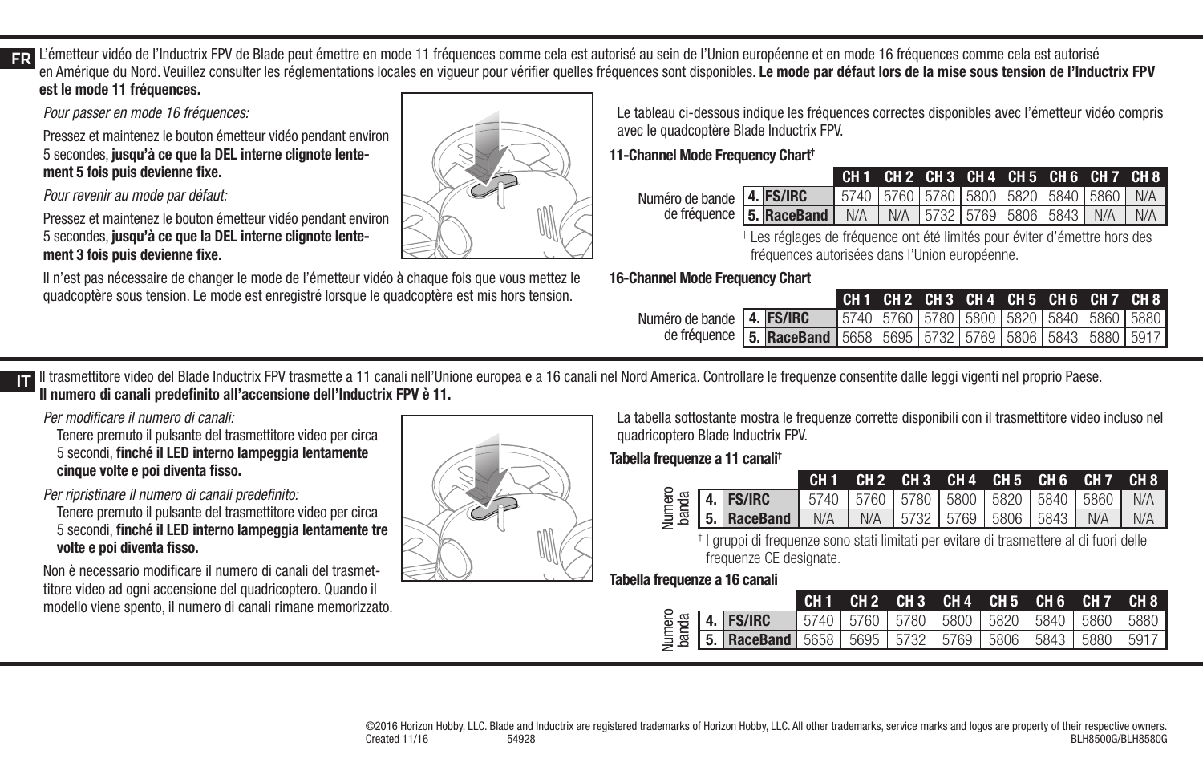**FR** L'émetteur vidéo de l'Inductrix FPV de Blade peut émettre en mode 11 fréquences comme cela est autorisé au sein de l'Union européenne et en mode 16 fréquences comme cela est autorisé en Amérique du Nord. Veuillez consulter les réglementations locales en vigueur pour vérifier quelles fréquences sont disponibles. **Le mode par défaut lors de la mise sous tension de l'Inductrix FPV est le mode 11 fréquences.**

*Pour passer en mode 16 fréquences:*

Pressez et maintenez le bouton émetteur vidéo pendant environ 5 secondes, **jusqu'à ce que la DEL interne clignote lentement 5 fois puis devienne fixe.**

*Pour revenir au mode par défaut:*

Pressez et maintenez le bouton émetteur vidéo pendant environ 5 secondes, **jusqu'à ce que la DEL interne clignote lentement 3 fois puis devienne fixe.**

Il n'est pas nécessaire de changer le mode de l'émetteur vidéo à chaque fois que vous mettez le quadcoptère sous tension. Le mode est enregistré lorsque le quadcoptère est mis hors tension.

Le tableau ci-dessous indique les fréquences correctes disponibles avec l'émetteur vidéo compris avec le quadcoptère Blade Inductrix FPV.

**11-Channel Mode Frequency Chart†**

| Numéro de bande de fréquence | CH 1 | CH 2 | CH 3 | CH 4 | CH 5 | CH 6 | CH 7 | CH 8 |
|---|---|---|---|---|---|---|---|---|
| **4. FS/IRC** | 5740 | 5760 | 5780 | 5800 | 5820 | 5840 | 5860 | N/A |
| **5. RaceBand** | N/A | N/A | 5732 | 5769 | 5806 | 5843 | N/A | N/A |

† Les réglages de fréquence ont été limités pour éviter d'émettre hors des fréquences autorisées dans l'Union européenne.

**16-Channel Mode Frequency Chart**

| Numéro de bande de fréquence | CH 1 | CH 2 | CH 3 | CH 4 | CH 5 | CH 6 | CH 7 | CH 8 |
|---|---|---|---|---|---|---|---|---|
| **4. FS/IRC** | 5740 | 5760 | 5780 | 5800 | 5820 | 5840 | 5860 | 5880 |
| **5. RaceBand** | 5658 | 5695 | 5732 | 5769 | 5806 | 5843 | 5880 | 5917 |

**IT** Il trasmettitore video del Blade Inductrix FPV trasmette a 11 canali nell'Unione europea e a 16 canali nel Nord America. Controllare le frequenze consentite dalle leggi vigenti nel proprio Paese. **Il numero di canali predefinito all'accensione dell'Inductrix FPV è 11.**

*Per modificare il numero di canali:*

Tenere premuto il pulsante del trasmettitore video per circa 5 secondi, **finché il LED interno lampeggia lentamente cinque volte e poi diventa fisso.**

*Per ripristinare il numero di canali predefinito:*

Tenere premuto il pulsante del trasmettitore video per circa 5 secondi, **finché il LED interno lampeggia lentamente tre volte e poi diventa fisso.**

Non è necessario modificare il numero di canali del trasmettitore video ad ogni accensione del quadricoptero. Quando il modello viene spento, il numero di canali rimane memorizzato.

La tabella sottostante mostra le frequenze corrette disponibili con il trasmettitore video incluso nel quadricoptero Blade Inductrix FPV.

**Tabella frequenze a 11 canali†**

| Numero banda | CH 1 | CH 2 | CH 3 | CH 4 | CH 5 | CH 6 | CH 7 | CH 8 |
|---|---|---|---|---|---|---|---|---|
| **4. FS/IRC** | 5740 | 5760 | 5780 | 5800 | 5820 | 5840 | 5860 | N/A |
| **5. RaceBand** | N/A | N/A | 5732 | 5769 | 5806 | 5843 | N/A | N/A |

† I gruppi di frequenze sono stati limitati per evitare di trasmettere al di fuori delle frequenze CE designate.

**Tabella frequenze a 16 canali**

| Numero banda | CH 1 | CH 2 | CH 3 | CH 4 | CH 5 | CH 6 | CH 7 | CH 8 |
|---|---|---|---|---|---|---|---|---|
| **4. FS/IRC** | 5740 | 5760 | 5780 | 5800 | 5820 | 5840 | 5860 | 5880 |
| **5. RaceBand** | 5658 | 5695 | 5732 | 5769 | 5806 | 5843 | 5880 | 5917 |

©2016 Horizon Hobby, LLC. Blade and Inductrix are registered trademarks of Horizon Hobby, LLC. All other trademarks, service marks and logos are property of their respective owners.
Created 11/16 54928 BLH8500G/BLH8580G